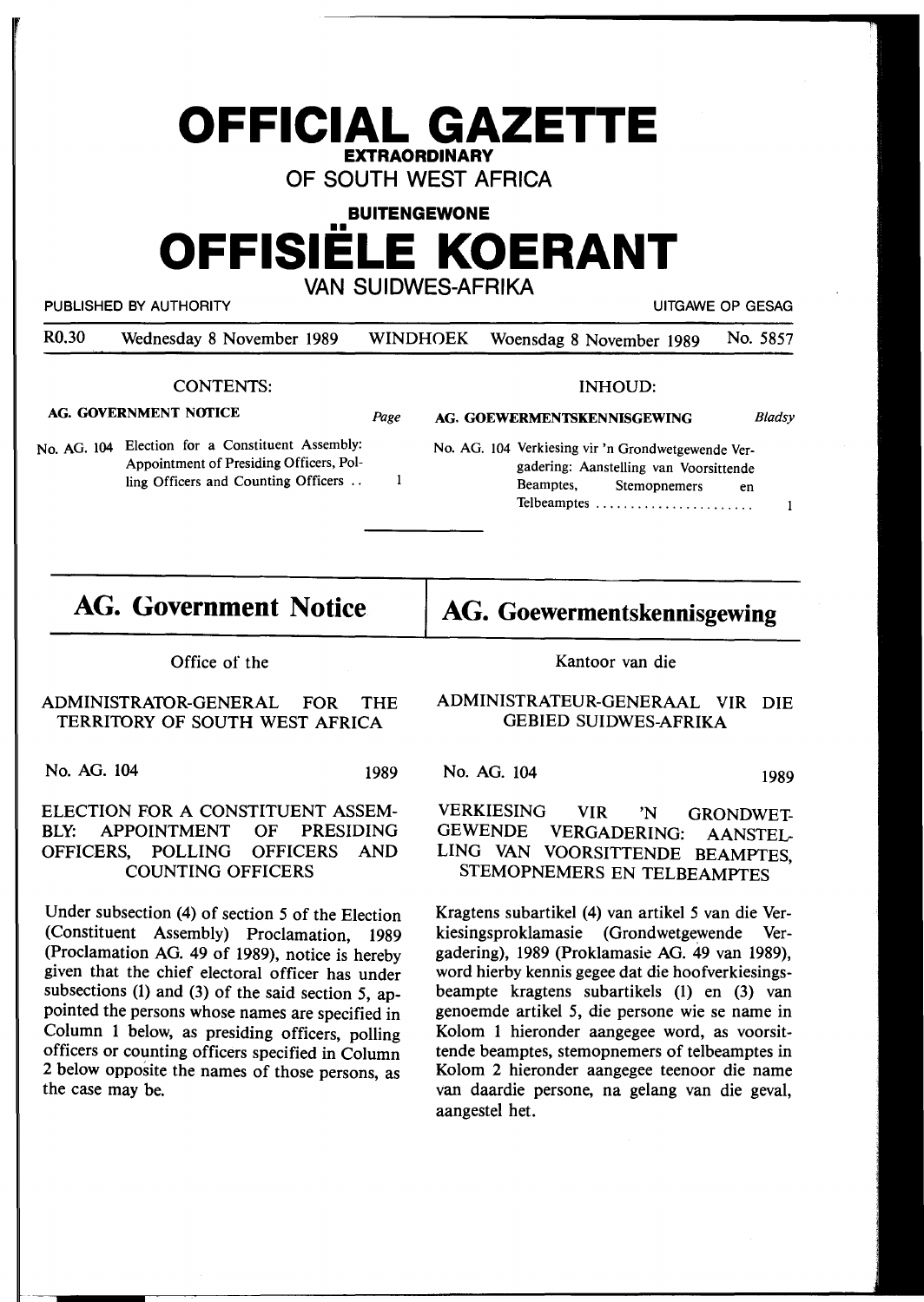# OFFICIAL GAZETTE

**EXTRAORDINARY**

OF SOUTH WEST AFRICA

**BUITENGEWONE**

# OFFISIËLE KOERANT

VAN SUIDWES-AFRIKA

PUBLISHED BY AUTHORITY — UITGAWE OP GESAG

R0.30 Wednesday 8 November 1989 WINDHOEK Woensdag 8 November 1989 No. 5857

CONTENTS:

**AG. GOVERNMENT NOTICE** *Page*

No. AG. 104 Election for a Constituent Assembly: Appointment of Presiding Officers, Polling Officers and Counting Officers .. 1

INHOUD:

**AG. GOEWERMENTSKENNISGEWING** *Bladsy*

No. AG. 104 Verkiesing vir 'n Grondwetgewende Vergadering: Aanstelling van Voorsittende Beamptes, Stemopnemers en Telbeamptes ........ 1

## AG. Government Notice

Office of the

ADMINISTRATOR-GENERAL FOR THE TERRITORY OF SOUTH WEST AFRICA

No. AG. 104 1989

ELECTION FOR A CONSTITUENT ASSEMBLY: APPOINTMENT OF PRESIDING OFFICERS, POLLING OFFICERS AND COUNTING OFFICERS

Under subsection (4) of section 5 of the Election (Constituent Assembly) Proclamation, 1989 (Proclamation AG. 49 of 1989), notice is hereby given that the chief electoral officer has under subsections (1) and (3) of the said section 5, appointed the persons whose names are specified in Column 1 below, as presiding officers, polling officers or counting officers specified in Column 2 below opposite the names of those persons, as the case may be.

## AG. Goewermentskennisgewing

Kantoor van die

ADMINISTRATEUR-GENERAAL VIR DIE GEBIED SUIDWES-AFRIKA

No. AG. 104 1989

VERKIESING VIR 'N GRONDWETGEWENDE VERGADERING: AANSTELLING VAN VOORSITTENDE BEAMPTES, STEMOPNEMERS EN TELBEAMPTES

Kragtens subartikel (4) van artikel 5 van die Verkiesingsproklamasie (Grondwetgewende Vergadering), 1989 (Proklamasie AG. 49 van 1989), word hierby kennis gegee dat die hoofverkiesingsbeampte kragtens subartikels (1) en (3) van genoemde artikel 5, die persone wie se name in Kolom 1 hieronder aangegee word, as voorsittende beamptes, stemopnemers of telbeamptes in Kolom 2 hieronder aangegee teenoor die name van daardie persone, na gelang van die geval, aangestel het.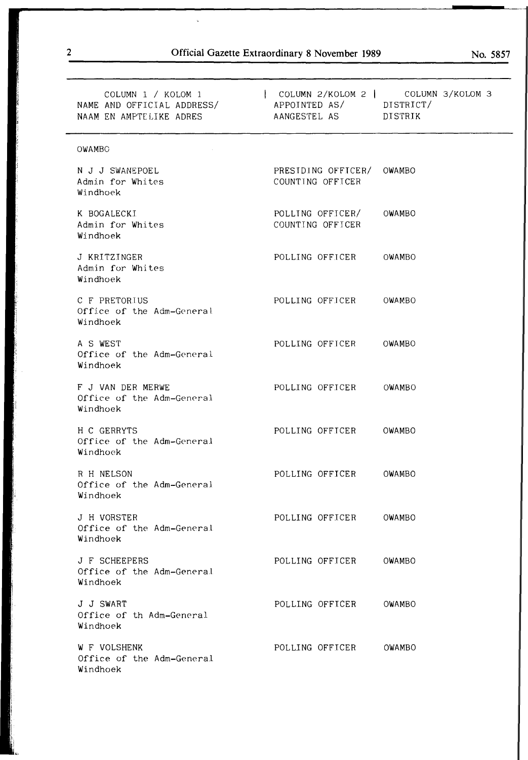| COLUMN 1 / KOLOM 1<br>NAME AND OFFICIAL ADDRESS/<br>NAAM EN AMPTELIKE ADRES | COLUMN 2/KOLOM 2<br>APPOINTED AS/<br>AANGESTEL AS | COLUMN 3/KOLOM 3<br>DISTRICT/<br>DISTRIK |
|---|---|---|
| OWAMBO | | |
| N J J SWANEPOEL<br>Admin for Whites<br>Windhoek | PRESIDING OFFICER/<br>COUNTING OFFICER | OWAMBO |
| K BOGALECKI<br>Admin for Whites<br>Windhoek | POLLING OFFICER/<br>COUNTING OFFICER | OWAMBO |
| J KRITZINGER<br>Admin for Whites<br>Windhoek | POLLING OFFICER | OWAMBO |
| C F PRETORIUS<br>Office of the Adm-General<br>Windhoek | POLLING OFFICER | OWAMBO |
| A S WEST<br>Office of the Adm-General<br>Windhoek | POLLING OFFICER | OWAMBO |
| F J VAN DER MERWE<br>Office of the Adm-General<br>Windhoek | POLLING OFFICER | OWAMBO |
| H C GERRYTS<br>Office of the Adm-General<br>Windhoek | POLLING OFFICER | OWAMBO |
| R H NELSON<br>Office of the Adm-General<br>Windhoek | POLLING OFFICER | OWAMBO |
| J H VORSTER<br>Office of the Adm-General<br>Windhoek | POLLING OFFICER | OWAMBO |
| J F SCHEEPERS<br>Office of the Adm-General<br>Windhoek | POLLING OFFICER | OWAMBO |
| J J SWART<br>Office of th Adm-General<br>Windhoek | POLLING OFFICER | OWAMBO |
| W F VOLSHENK<br>Office of the Adm-General<br>Windhoek | POLLING OFFICER | OWAMBO |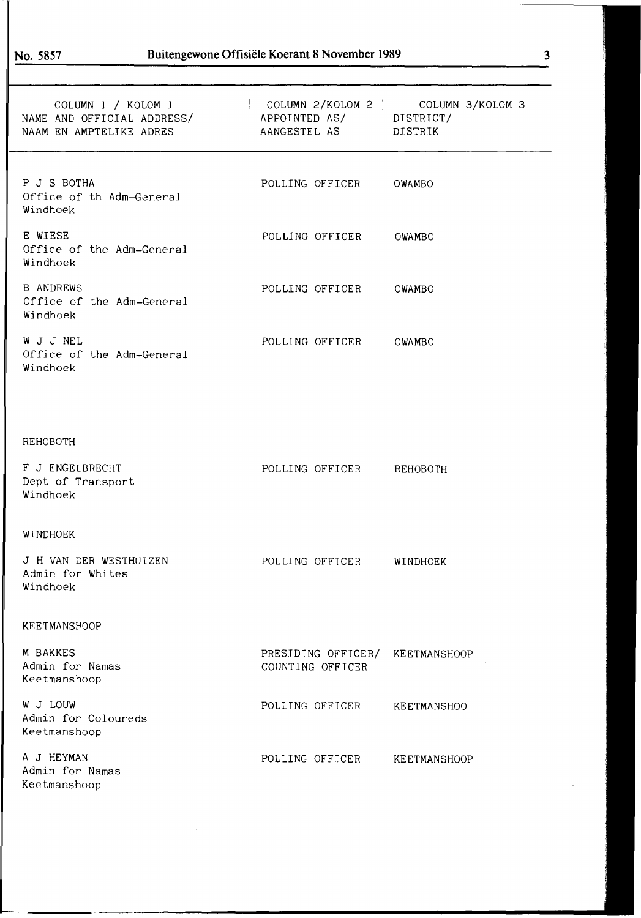| COLUMN 1 / KOLOM 1<br>NAME AND OFFICIAL ADDRESS/<br>NAAM EN AMPTELIKE ADRES | COLUMN 2/KOLOM 2<br>APPOINTED AS/<br>AANGESTEL AS | COLUMN 3/KOLOM 3<br>DISTRICT/<br>DISTRIK |
|---|---|---|
| P J S BOTHA<br>Office of th Adm-General<br>Windhoek | POLLING OFFICER | OWAMBO |
| E WIESE<br>Office of the Adm-General<br>Windhoek | POLLING OFFICER | OWAMBO |
| B ANDREWS<br>Office of the Adm-General<br>Windhoek | POLLING OFFICER | OWAMBO |
| W J J NEL<br>Office of the Adm-General<br>Windhoek | POLLING OFFICER | OWAMBO |
| REHOBOTH | | |
| F J ENGELBRECHT<br>Dept of Transport<br>Windhoek | POLLING OFFICER | REHOBOTH |
| WINDHOEK | | |
| J H VAN DER WESTHUIZEN<br>Admin for Whites<br>Windhoek | POLLING OFFICER | WINDHOEK |
| KEETMANSHOOP | | |
| M BAKKES<br>Admin for Namas<br>Keetmanshoop | PRESIDING OFFICER/<br>COUNTING OFFICER | KEETMANSHOOP |
| W J LOUW<br>Admin for Coloureds<br>Keetmanshoop | POLLING OFFICER | KEETMANSHOO |
| A J HEYMAN<br>Admin for Namas<br>Keetmanshoop | POLLING OFFICER | KEETMANSHOOP |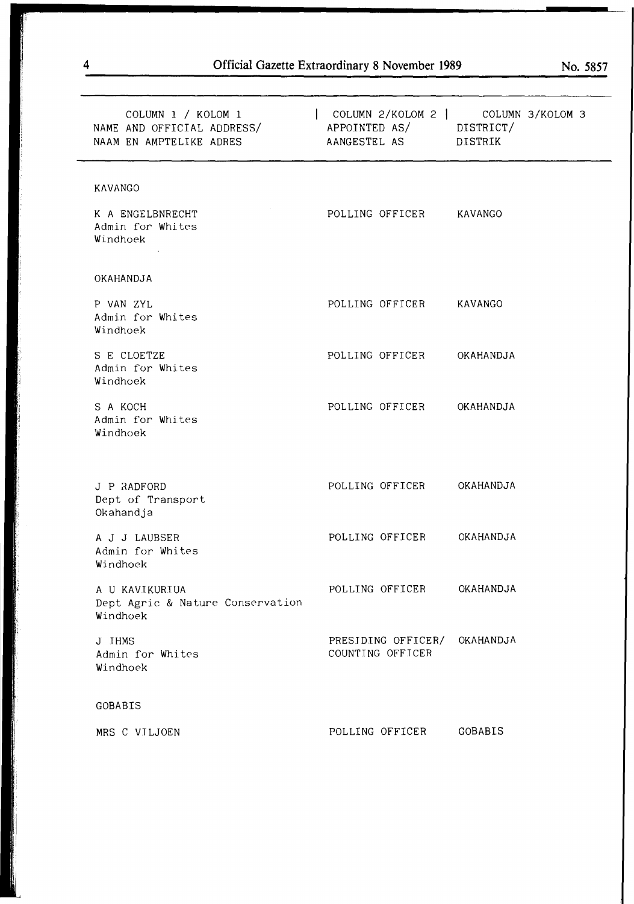| COLUMN 1 / KOLOM 1 NAME AND OFFICIAL ADDRESS/ NAAM EN AMPTELIKE ADRES | COLUMN 2/KOLOM 2 APPOINTED AS/ AANGESTEL AS | COLUMN 3/KOLOM 3 DISTRICT/ DISTRIK |
|---|---|---|
| KAVANGO | | |
| K A ENGELBNRECHT<br>Admin for Whites<br>Windhoek | POLLING OFFICER | KAVANGO |
| OKAHANDJA | | |
| P VAN ZYL<br>Admin for Whites<br>Windhoek | POLLING OFFICER | KAVANGO |
| S E CLOETZE<br>Admin for Whites<br>Windhoek | POLLING OFFICER | OKAHANDJA |
| S A KOCH<br>Admin for Whites<br>Windhoek | POLLING OFFICER | OKAHANDJA |
| J P RADFORD<br>Dept of Transport<br>Okahandja | POLLING OFFICER | OKAHANDJA |
| A J J LAUBSER<br>Admin for Whites<br>Windhoek | POLLING OFFICER | OKAHANDJA |
| A U KAVIKURIUA<br>Dept Agric & Nature Conservation<br>Windhoek | POLLING OFFICER | OKAHANDJA |
| J IHMS<br>Admin for Whites<br>Windhoek | PRESIDING OFFICER/<br>COUNTING OFFICER | OKAHANDJA |
| GOBABIS | | |
| MRS C VILJOEN | POLLING OFFICER | GOBABIS |